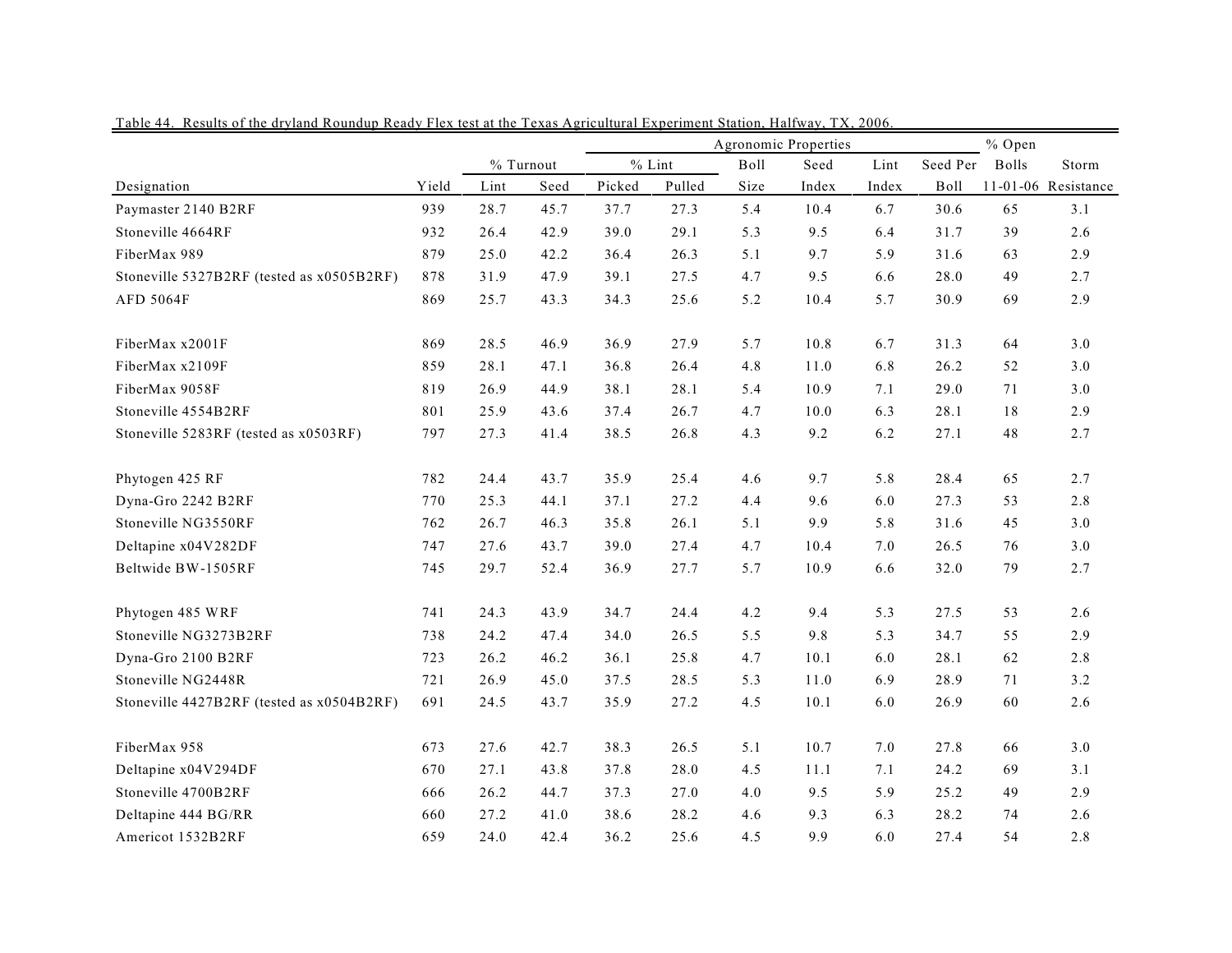Table 44. Results of the dryland Roundup Ready Flex test at the Texas Agricultural Experiment Station, Halfway, TX, 2006.

| | | % Turnout | | Agronomic Properties | | | | | | | % Open | |
|---|---|---|---|---|---|---|---|---|---|---|---|---|
| | | | | % Lint | | Boll | Seed | Lint | Seed Per | | Bolls | Storm |
| Designation | Yield | Lint | Seed | Picked | Pulled | Size | Index | Index | Boll | | 11-01-06 | Resistance |
| Paymaster 2140 B2RF | 939 | 28.7 | 45.7 | 37.7 | 27.3 | 5.4 | 10.4 | 6.7 | 30.6 | | 65 | 3.1 |
| Stoneville 4664RF | 932 | 26.4 | 42.9 | 39.0 | 29.1 | 5.3 | 9.5 | 6.4 | 31.7 | | 39 | 2.6 |
| FiberMax 989 | 879 | 25.0 | 42.2 | 36.4 | 26.3 | 5.1 | 9.7 | 5.9 | 31.6 | | 63 | 2.9 |
| Stoneville 5327B2RF (tested as x0505B2RF) | 878 | 31.9 | 47.9 | 39.1 | 27.5 | 4.7 | 9.5 | 6.6 | 28.0 | | 49 | 2.7 |
| AFD 5064F | 869 | 25.7 | 43.3 | 34.3 | 25.6 | 5.2 | 10.4 | 5.7 | 30.9 | | 69 | 2.9 |
| FiberMax x2001F | 869 | 28.5 | 46.9 | 36.9 | 27.9 | 5.7 | 10.8 | 6.7 | 31.3 | | 64 | 3.0 |
| FiberMax x2109F | 859 | 28.1 | 47.1 | 36.8 | 26.4 | 4.8 | 11.0 | 6.8 | 26.2 | | 52 | 3.0 |
| FiberMax 9058F | 819 | 26.9 | 44.9 | 38.1 | 28.1 | 5.4 | 10.9 | 7.1 | 29.0 | | 71 | 3.0 |
| Stoneville 4554B2RF | 801 | 25.9 | 43.6 | 37.4 | 26.7 | 4.7 | 10.0 | 6.3 | 28.1 | | 18 | 2.9 |
| Stoneville 5283RF (tested as x0503RF) | 797 | 27.3 | 41.4 | 38.5 | 26.8 | 4.3 | 9.2 | 6.2 | 27.1 | | 48 | 2.7 |
| Phytogen 425 RF | 782 | 24.4 | 43.7 | 35.9 | 25.4 | 4.6 | 9.7 | 5.8 | 28.4 | | 65 | 2.7 |
| Dyna-Gro 2242 B2RF | 770 | 25.3 | 44.1 | 37.1 | 27.2 | 4.4 | 9.6 | 6.0 | 27.3 | | 53 | 2.8 |
| Stoneville NG3550RF | 762 | 26.7 | 46.3 | 35.8 | 26.1 | 5.1 | 9.9 | 5.8 | 31.6 | | 45 | 3.0 |
| Deltapine x04V282DF | 747 | 27.6 | 43.7 | 39.0 | 27.4 | 4.7 | 10.4 | 7.0 | 26.5 | | 76 | 3.0 |
| Beltwide BW-1505RF | 745 | 29.7 | 52.4 | 36.9 | 27.7 | 5.7 | 10.9 | 6.6 | 32.0 | | 79 | 2.7 |
| Phytogen 485 WRF | 741 | 24.3 | 43.9 | 34.7 | 24.4 | 4.2 | 9.4 | 5.3 | 27.5 | | 53 | 2.6 |
| Stoneville NG3273B2RF | 738 | 24.2 | 47.4 | 34.0 | 26.5 | 5.5 | 9.8 | 5.3 | 34.7 | | 55 | 2.9 |
| Dyna-Gro 2100 B2RF | 723 | 26.2 | 46.2 | 36.1 | 25.8 | 4.7 | 10.1 | 6.0 | 28.1 | | 62 | 2.8 |
| Stoneville NG2448R | 721 | 26.9 | 45.0 | 37.5 | 28.5 | 5.3 | 11.0 | 6.9 | 28.9 | | 71 | 3.2 |
| Stoneville 4427B2RF (tested as x0504B2RF) | 691 | 24.5 | 43.7 | 35.9 | 27.2 | 4.5 | 10.1 | 6.0 | 26.9 | | 60 | 2.6 |
| FiberMax 958 | 673 | 27.6 | 42.7 | 38.3 | 26.5 | 5.1 | 10.7 | 7.0 | 27.8 | | 66 | 3.0 |
| Deltapine x04V294DF | 670 | 27.1 | 43.8 | 37.8 | 28.0 | 4.5 | 11.1 | 7.1 | 24.2 | | 69 | 3.1 |
| Stoneville 4700B2RF | 666 | 26.2 | 44.7 | 37.3 | 27.0 | 4.0 | 9.5 | 5.9 | 25.2 | | 49 | 2.9 |
| Deltapine 444 BG/RR | 660 | 27.2 | 41.0 | 38.6 | 28.2 | 4.6 | 9.3 | 6.3 | 28.2 | | 74 | 2.6 |
| Americot 1532B2RF | 659 | 24.0 | 42.4 | 36.2 | 25.6 | 4.5 | 9.9 | 6.0 | 27.4 | | 54 | 2.8 |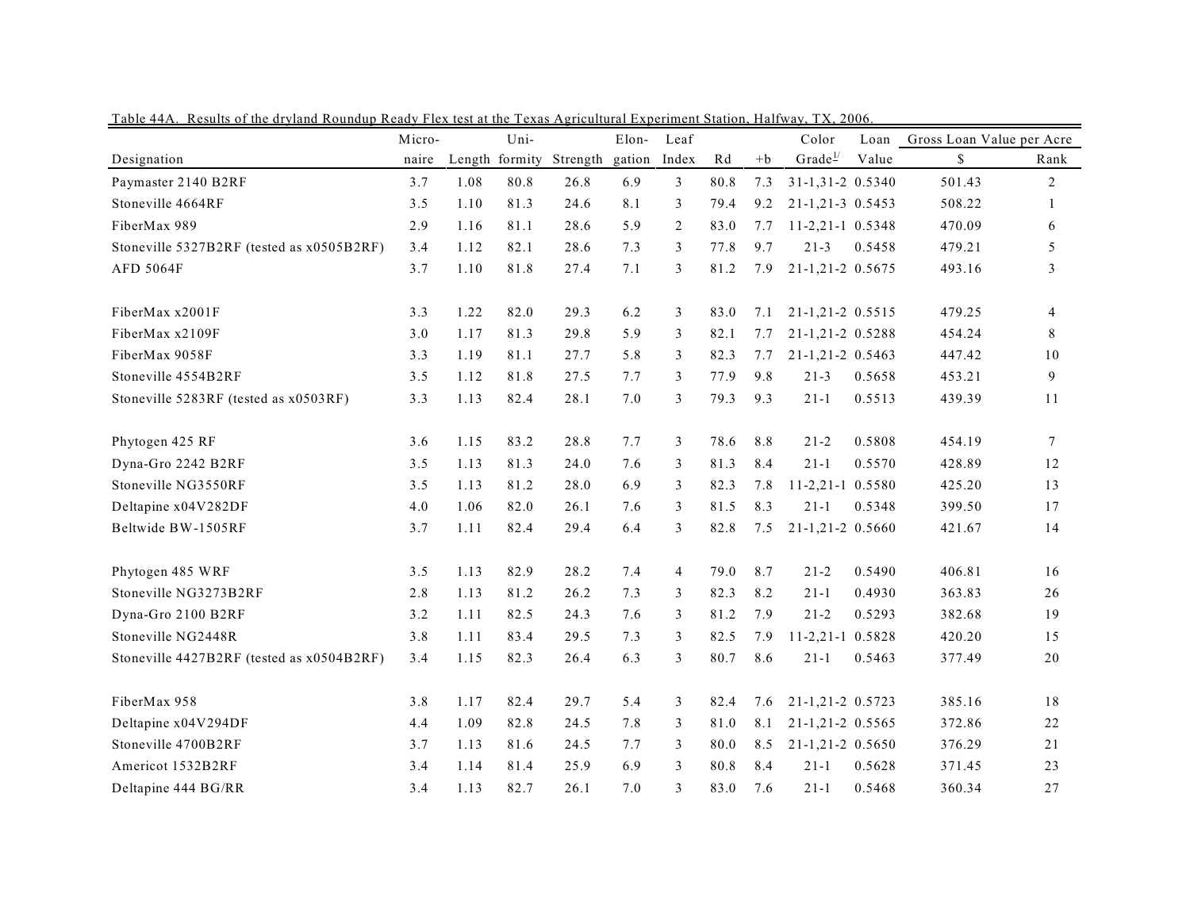Table 44A. Results of the dryland Roundup Ready Flex test at the Texas Agricultural Experiment Station, Halfway, TX, 2006.

| Designation | Micro-naire | Length | Uni-formity | Strength | Elon-gation | Leaf Index | Rd | +b | Color Grade[1/] | Loan Value | Gross Loan Value per Acre $ | Rank |
|---|---|---|---|---|---|---|---|---|---|---|---|---|
| Paymaster 2140 B2RF | 3.7 | 1.08 | 80.8 | 26.8 | 6.9 | 3 | 80.8 | 7.3 | 31-1,31-2 | 0.5340 | 501.43 | 2 |
| Stoneville 4664RF | 3.5 | 1.10 | 81.3 | 24.6 | 8.1 | 3 | 79.4 | 9.2 | 21-1,21-3 | 0.5453 | 508.22 | 1 |
| FiberMax 989 | 2.9 | 1.16 | 81.1 | 28.6 | 5.9 | 2 | 83.0 | 7.7 | 11-2,21-1 | 0.5348 | 470.09 | 6 |
| Stoneville 5327B2RF (tested as x0505B2RF) | 3.4 | 1.12 | 82.1 | 28.6 | 7.3 | 3 | 77.8 | 9.7 | 21-3 | 0.5458 | 479.21 | 5 |
| AFD 5064F | 3.7 | 1.10 | 81.8 | 27.4 | 7.1 | 3 | 81.2 | 7.9 | 21-1,21-2 | 0.5675 | 493.16 | 3 |
| FiberMax x2001F | 3.3 | 1.22 | 82.0 | 29.3 | 6.2 | 3 | 83.0 | 7.1 | 21-1,21-2 | 0.5515 | 479.25 | 4 |
| FiberMax x2109F | 3.0 | 1.17 | 81.3 | 29.8 | 5.9 | 3 | 82.1 | 7.7 | 21-1,21-2 | 0.5288 | 454.24 | 8 |
| FiberMax 9058F | 3.3 | 1.19 | 81.1 | 27.7 | 5.8 | 3 | 82.3 | 7.7 | 21-1,21-2 | 0.5463 | 447.42 | 10 |
| Stoneville 4554B2RF | 3.5 | 1.12 | 81.8 | 27.5 | 7.7 | 3 | 77.9 | 9.8 | 21-3 | 0.5658 | 453.21 | 9 |
| Stoneville 5283RF (tested as x0503RF) | 3.3 | 1.13 | 82.4 | 28.1 | 7.0 | 3 | 79.3 | 9.3 | 21-1 | 0.5513 | 439.39 | 11 |
| Phytogen 425 RF | 3.6 | 1.15 | 83.2 | 28.8 | 7.7 | 3 | 78.6 | 8.8 | 21-2 | 0.5808 | 454.19 | 7 |
| Dyna-Gro 2242 B2RF | 3.5 | 1.13 | 81.3 | 24.0 | 7.6 | 3 | 81.3 | 8.4 | 21-1 | 0.5570 | 428.89 | 12 |
| Stoneville NG3550RF | 3.5 | 1.13 | 81.2 | 28.0 | 6.9 | 3 | 82.3 | 7.8 | 11-2,21-1 | 0.5580 | 425.20 | 13 |
| Deltapine x04V282DF | 4.0 | 1.06 | 82.0 | 26.1 | 7.6 | 3 | 81.5 | 8.3 | 21-1 | 0.5348 | 399.50 | 17 |
| Beltwide BW-1505RF | 3.7 | 1.11 | 82.4 | 29.4 | 6.4 | 3 | 82.8 | 7.5 | 21-1,21-2 | 0.5660 | 421.67 | 14 |
| Phytogen 485 WRF | 3.5 | 1.13 | 82.9 | 28.2 | 7.4 | 4 | 79.0 | 8.7 | 21-2 | 0.5490 | 406.81 | 16 |
| Stoneville NG3273B2RF | 2.8 | 1.13 | 81.2 | 26.2 | 7.3 | 3 | 82.3 | 8.2 | 21-1 | 0.4930 | 363.83 | 26 |
| Dyna-Gro 2100 B2RF | 3.2 | 1.11 | 82.5 | 24.3 | 7.6 | 3 | 81.2 | 7.9 | 21-2 | 0.5293 | 382.68 | 19 |
| Stoneville NG2448R | 3.8 | 1.11 | 83.4 | 29.5 | 7.3 | 3 | 82.5 | 7.9 | 11-2,21-1 | 0.5828 | 420.20 | 15 |
| Stoneville 4427B2RF (tested as x0504B2RF) | 3.4 | 1.15 | 82.3 | 26.4 | 6.3 | 3 | 80.7 | 8.6 | 21-1 | 0.5463 | 377.49 | 20 |
| FiberMax 958 | 3.8 | 1.17 | 82.4 | 29.7 | 5.4 | 3 | 82.4 | 7.6 | 21-1,21-2 | 0.5723 | 385.16 | 18 |
| Deltapine x04V294DF | 4.4 | 1.09 | 82.8 | 24.5 | 7.8 | 3 | 81.0 | 8.1 | 21-1,21-2 | 0.5565 | 372.86 | 22 |
| Stoneville 4700B2RF | 3.7 | 1.13 | 81.6 | 24.5 | 7.7 | 3 | 80.0 | 8.5 | 21-1,21-2 | 0.5650 | 376.29 | 21 |
| Americot 1532B2RF | 3.4 | 1.14 | 81.4 | 25.9 | 6.9 | 3 | 80.8 | 8.4 | 21-1 | 0.5628 | 371.45 | 23 |
| Deltapine 444 BG/RR | 3.4 | 1.13 | 82.7 | 26.1 | 7.0 | 3 | 83.0 | 7.6 | 21-1 | 0.5468 | 360.34 | 27 |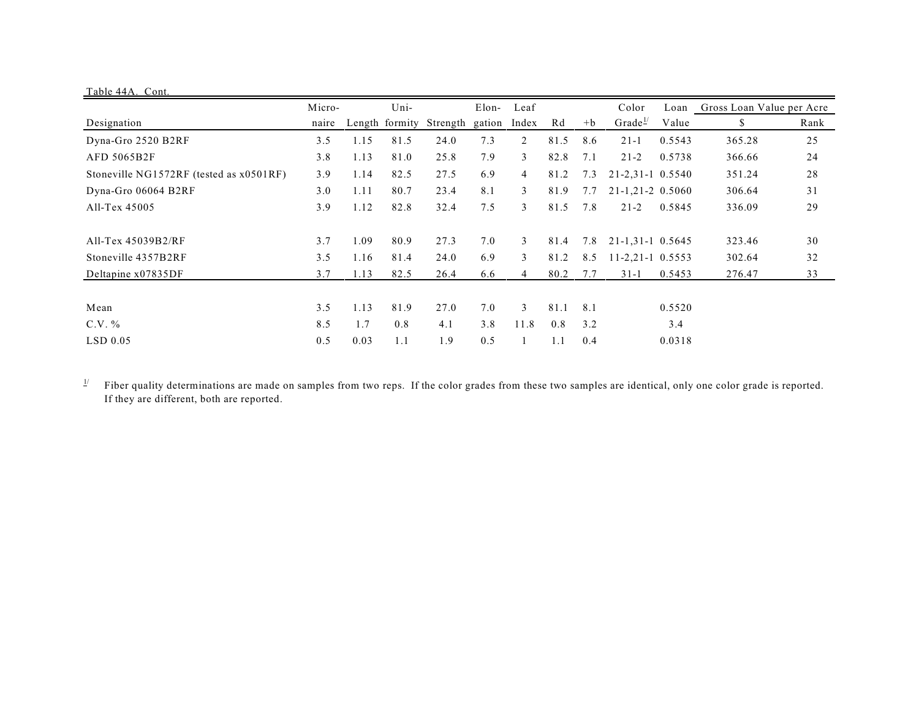Table 44A. Cont.

| Designation | Micro-naire | Length | Uni-formity | Strength | Elon-gation | Leaf Index | Rd | +b | Color Grade[1/] | Loan Value | Gross Loan Value per Acre | |
|---|---|---|---|---|---|---|---|---|---|---|---|---|
| | | | | | | | | | | | $ | Rank |
| Dyna-Gro 2520 B2RF | 3.5 | 1.15 | 81.5 | 24.0 | 7.3 | 2 | 81.5 | 8.6 | 21-1 | 0.5543 | 365.28 | 25 |
| AFD 5065B2F | 3.8 | 1.13 | 81.0 | 25.8 | 7.9 | 3 | 82.8 | 7.1 | 21-2 | 0.5738 | 366.66 | 24 |
| Stoneville NG1572RF (tested as x0501RF) | 3.9 | 1.14 | 82.5 | 27.5 | 6.9 | 4 | 81.2 | 7.3 | 21-2,31-1 | 0.5540 | 351.24 | 28 |
| Dyna-Gro 06064 B2RF | 3.0 | 1.11 | 80.7 | 23.4 | 8.1 | 3 | 81.9 | 7.7 | 21-1,21-2 | 0.5060 | 306.64 | 31 |
| All-Tex 45005 | 3.9 | 1.12 | 82.8 | 32.4 | 7.5 | 3 | 81.5 | 7.8 | 21-2 | 0.5845 | 336.09 | 29 |
| All-Tex 45039B2/RF | 3.7 | 1.09 | 80.9 | 27.3 | 7.0 | 3 | 81.4 | 7.8 | 21-1,31-1 | 0.5645 | 323.46 | 30 |
| Stoneville 4357B2RF | 3.5 | 1.16 | 81.4 | 24.0 | 6.9 | 3 | 81.2 | 8.5 | 11-2,21-1 | 0.5553 | 302.64 | 32 |
| Deltapine x07835DF | 3.7 | 1.13 | 82.5 | 26.4 | 6.6 | 4 | 80.2 | 7.7 | 31-1 | 0.5453 | 276.47 | 33 |
| Mean | 3.5 | 1.13 | 81.9 | 27.0 | 7.0 | 3 | 81.1 | 8.1 | | 0.5520 | | |
| C.V. % | 8.5 | 1.7 | 0.8 | 4.1 | 3.8 | 11.8 | 0.8 | 3.2 | | 3.4 | | |
| LSD 0.05 | 0.5 | 0.03 | 1.1 | 1.9 | 0.5 | 1 | 1.1 | 0.4 | | 0.0318 | | |

[1/] Fiber quality determinations are made on samples from two reps. If the color grades from these two samples are identical, only one color grade is reported. If they are different, both are reported.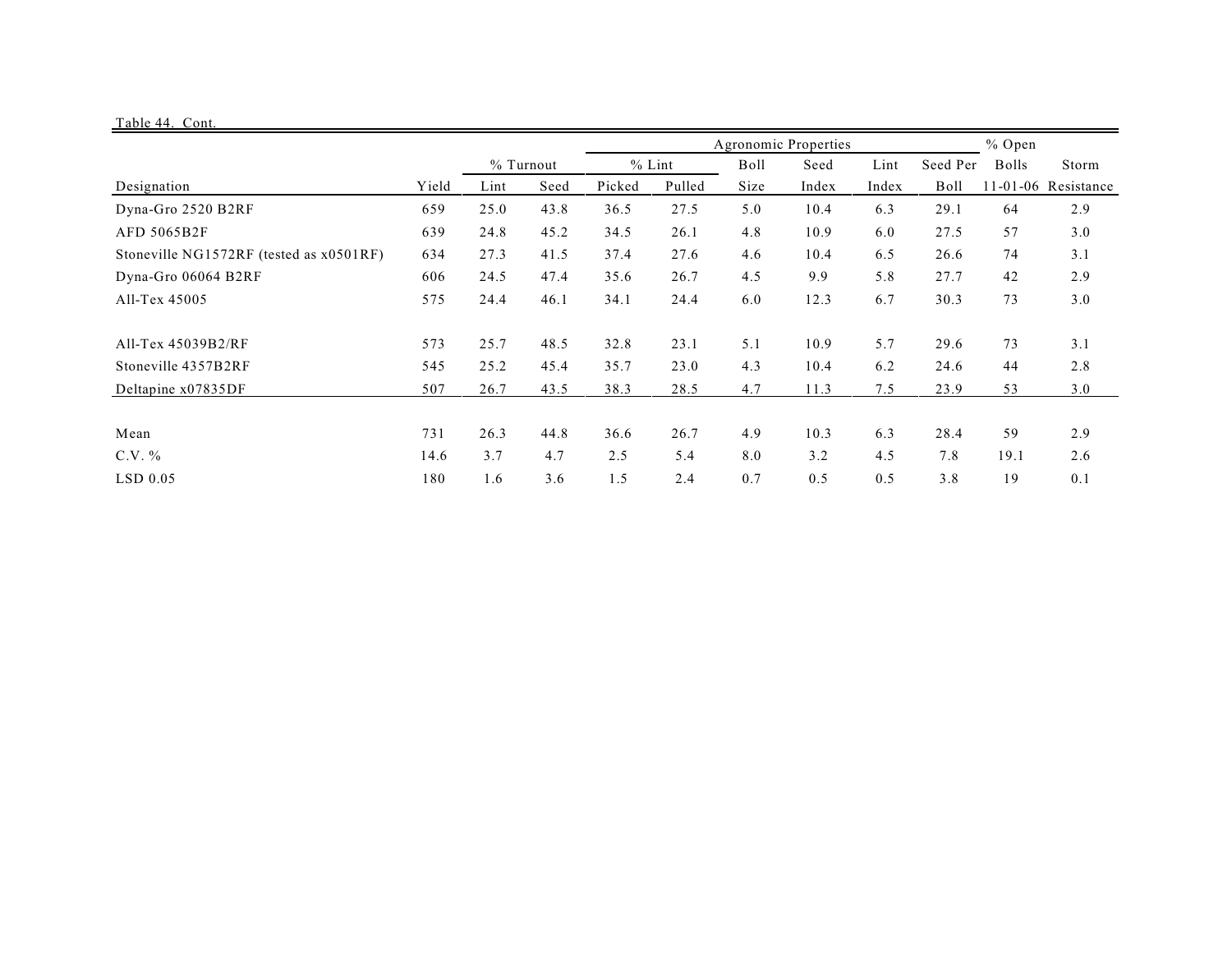Table 44. Cont.

| Designation | Yield | % Turnout | | Agronomic Properties | | | | | | % Open | Storm |
|---|---|---|---|---|---|---|---|---|---|---|---|
| | | Lint | Seed | % Lint | | Boll | Seed | Lint | Seed Per | Bolls | Resistance |
| | | | | Picked | Pulled | Size | Index | Index | Boll | 11-01-06 | |
| Dyna-Gro 2520 B2RF | 659 | 25.0 | 43.8 | 36.5 | 27.5 | 5.0 | 10.4 | 6.3 | 29.1 | 64 | 2.9 |
| AFD 5065B2F | 639 | 24.8 | 45.2 | 34.5 | 26.1 | 4.8 | 10.9 | 6.0 | 27.5 | 57 | 3.0 |
| Stoneville NG1572RF (tested as x0501RF) | 634 | 27.3 | 41.5 | 37.4 | 27.6 | 4.6 | 10.4 | 6.5 | 26.6 | 74 | 3.1 |
| Dyna-Gro 06064 B2RF | 606 | 24.5 | 47.4 | 35.6 | 26.7 | 4.5 | 9.9 | 5.8 | 27.7 | 42 | 2.9 |
| All-Tex 45005 | 575 | 24.4 | 46.1 | 34.1 | 24.4 | 6.0 | 12.3 | 6.7 | 30.3 | 73 | 3.0 |
| All-Tex 45039B2/RF | 573 | 25.7 | 48.5 | 32.8 | 23.1 | 5.1 | 10.9 | 5.7 | 29.6 | 73 | 3.1 |
| Stoneville 4357B2RF | 545 | 25.2 | 45.4 | 35.7 | 23.0 | 4.3 | 10.4 | 6.2 | 24.6 | 44 | 2.8 |
| Deltapine x07835DF | 507 | 26.7 | 43.5 | 38.3 | 28.5 | 4.7 | 11.3 | 7.5 | 23.9 | 53 | 3.0 |
| Mean | 731 | 26.3 | 44.8 | 36.6 | 26.7 | 4.9 | 10.3 | 6.3 | 28.4 | 59 | 2.9 |
| C.V. % | 14.6 | 3.7 | 4.7 | 2.5 | 5.4 | 8.0 | 3.2 | 4.5 | 7.8 | 19.1 | 2.6 |
| LSD 0.05 | 180 | 1.6 | 3.6 | 1.5 | 2.4 | 0.7 | 0.5 | 0.5 | 3.8 | 19 | 0.1 |